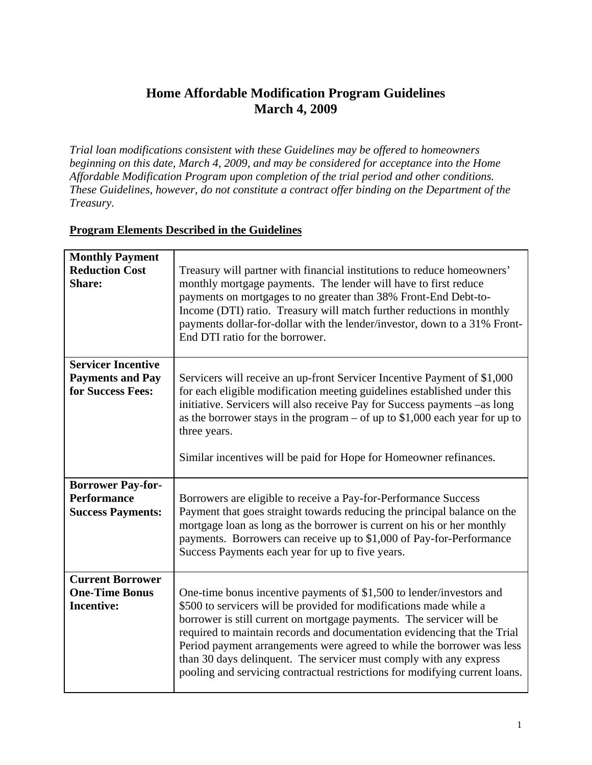# Home Affordable Modification Program Guidelines
## March 4, 2009

*Trial loan modifications consistent with these Guidelines may be offered to homeowners beginning on this date, March 4, 2009, and may be considered for acceptance into the Home Affordable Modification Program upon completion of the trial period and other conditions. These Guidelines, however, do not constitute a contract offer binding on the Department of the Treasury.*

**Program Elements Described in the Guidelines**

| | |
|---|---|
| **Monthly Payment Reduction Cost Share:** | Treasury will partner with financial institutions to reduce homeowners' monthly mortgage payments. The lender will have to first reduce payments on mortgages to no greater than 38% Front-End Debt-to-Income (DTI) ratio. Treasury will match further reductions in monthly payments dollar-for-dollar with the lender/investor, down to a 31% Front-End DTI ratio for the borrower. |
| **Servicer Incentive Payments and Pay for Success Fees:** | Servicers will receive an up-front Servicer Incentive Payment of $1,000 for each eligible modification meeting guidelines established under this initiative. Servicers will also receive Pay for Success payments –as long as the borrower stays in the program – of up to $1,000 each year for up to three years.<br><br>Similar incentives will be paid for Hope for Homeowner refinances. |
| **Borrower Pay-for-Performance Success Payments:** | Borrowers are eligible to receive a Pay-for-Performance Success Payment that goes straight towards reducing the principal balance on the mortgage loan as long as the borrower is current on his or her monthly payments. Borrowers can receive up to $1,000 of Pay-for-Performance Success Payments each year for up to five years. |
| **Current Borrower One-Time Bonus Incentive:** | One-time bonus incentive payments of $1,500 to lender/investors and $500 to servicers will be provided for modifications made while a borrower is still current on mortgage payments. The servicer will be required to maintain records and documentation evidencing that the Trial Period payment arrangements were agreed to while the borrower was less than 30 days delinquent. The servicer must comply with any express pooling and servicing contractual restrictions for modifying current loans. |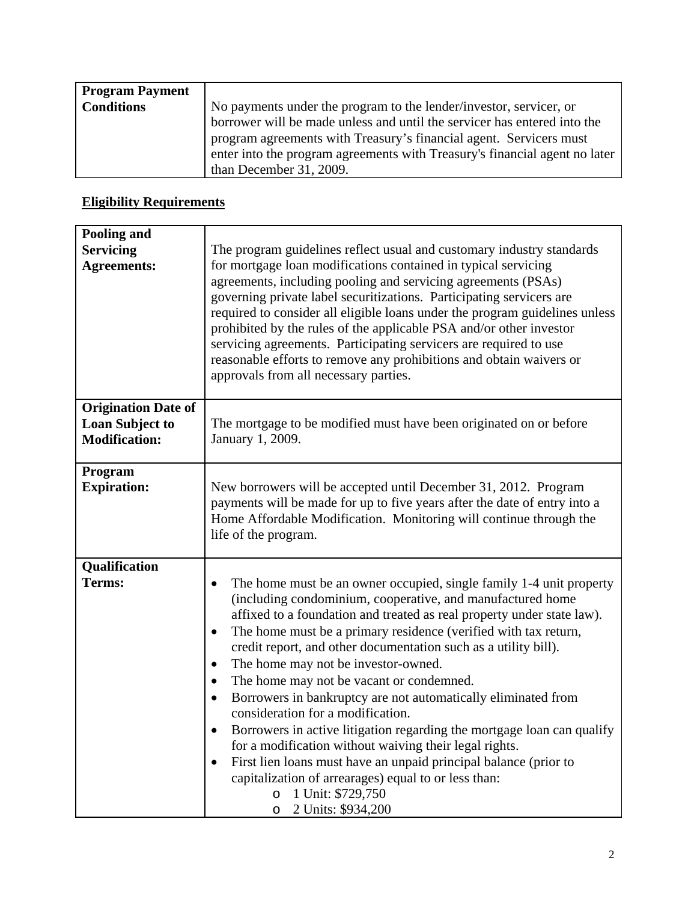| Program Payment Conditions | No payments under the program to the lender/investor, servicer, or borrower will be made unless and until the servicer has entered into the program agreements with Treasury's financial agent. Servicers must enter into the program agreements with Treasury's financial agent no later than December 31, 2009. |
|---|---|

## Eligibility Requirements

| Pooling and Servicing Agreements: | The program guidelines reflect usual and customary industry standards for mortgage loan modifications contained in typical servicing agreements, including pooling and servicing agreements (PSAs) governing private label securitizations. Participating servicers are required to consider all eligible loans under the program guidelines unless prohibited by the rules of the applicable PSA and/or other investor servicing agreements. Participating servicers are required to use reasonable efforts to remove any prohibitions and obtain waivers or approvals from all necessary parties. |
|---|---|
| **Origination Date of Loan Subject to Modification:** | The mortgage to be modified must have been originated on or before January 1, 2009. |
| **Program Expiration:** | New borrowers will be accepted until December 31, 2012. Program payments will be made for up to five years after the date of entry into a Home Affordable Modification. Monitoring will continue through the life of the program. |
| **Qualification Terms:** | • The home must be an owner occupied, single family 1-4 unit property (including condominium, cooperative, and manufactured home affixed to a foundation and treated as real property under state law).<br>• The home must be a primary residence (verified with tax return, credit report, and other documentation such as a utility bill).<br>• The home may not be investor-owned.<br>• The home may not be vacant or condemned.<br>• Borrowers in bankruptcy are not automatically eliminated from consideration for a modification.<br>• Borrowers in active litigation regarding the mortgage loan can qualify for a modification without waiving their legal rights.<br>• First lien loans must have an unpaid principal balance (prior to capitalization of arrearages) equal to or less than:<br>  o 1 Unit: $729,750<br>  o 2 Units: $934,200 |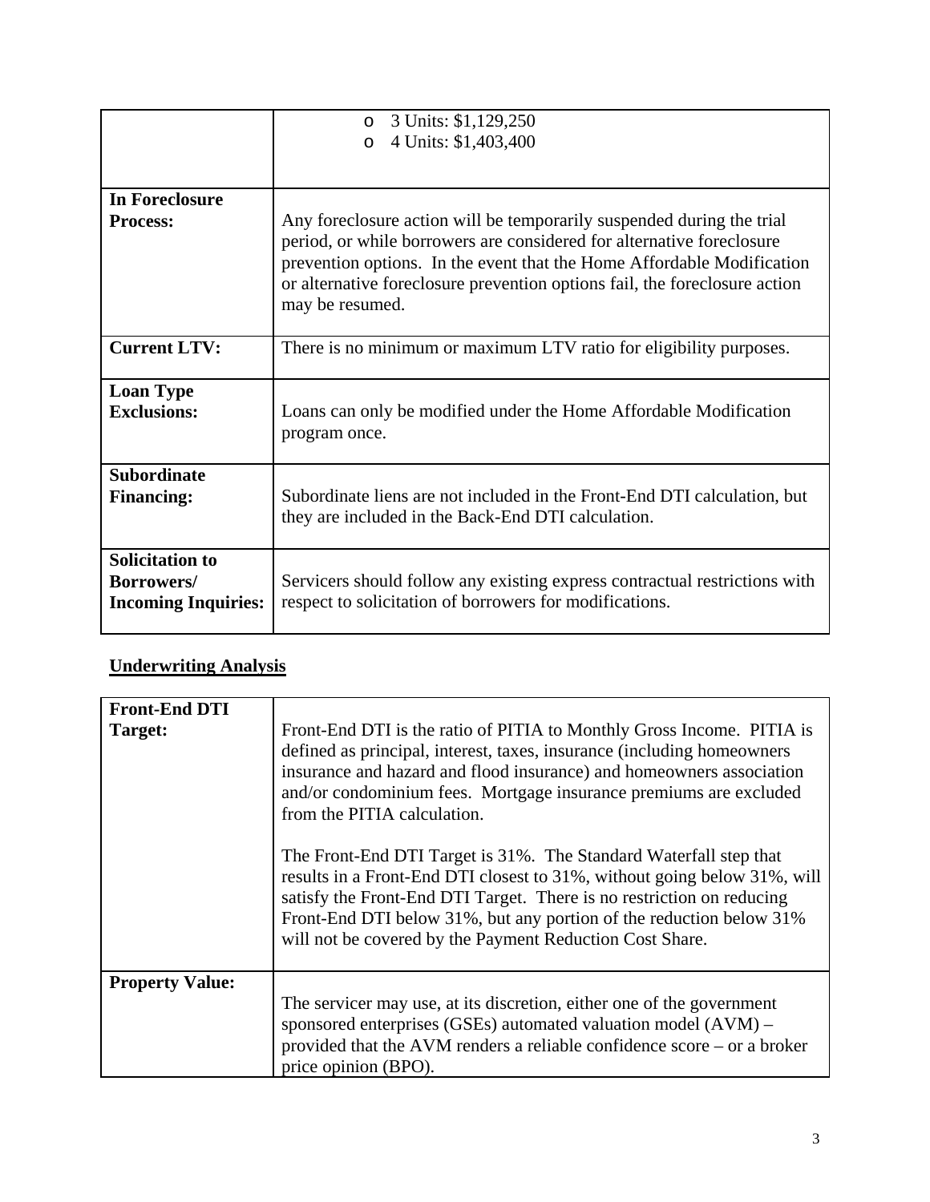| | |
|---|---|
| | ○ 3 Units: $1,129,250<br>○ 4 Units: $1,403,400 |
| **In Foreclosure Process:** | Any foreclosure action will be temporarily suspended during the trial period, or while borrowers are considered for alternative foreclosure prevention options. In the event that the Home Affordable Modification or alternative foreclosure prevention options fail, the foreclosure action may be resumed. |
| **Current LTV:** | There is no minimum or maximum LTV ratio for eligibility purposes. |
| **Loan Type Exclusions:** | Loans can only be modified under the Home Affordable Modification program once. |
| **Subordinate Financing:** | Subordinate liens are not included in the Front-End DTI calculation, but they are included in the Back-End DTI calculation. |
| **Solicitation to Borrowers/ Incoming Inquiries:** | Servicers should follow any existing express contractual restrictions with respect to solicitation of borrowers for modifications. |

## Underwriting Analysis

| | |
|---|---|
| **Front-End DTI Target:** | Front-End DTI is the ratio of PITIA to Monthly Gross Income. PITIA is defined as principal, interest, taxes, insurance (including homeowners insurance and hazard and flood insurance) and homeowners association and/or condominium fees. Mortgage insurance premiums are excluded from the PITIA calculation.<br><br>The Front-End DTI Target is 31%. The Standard Waterfall step that results in a Front-End DTI closest to 31%, without going below 31%, will satisfy the Front-End DTI Target. There is no restriction on reducing Front-End DTI below 31%, but any portion of the reduction below 31% will not be covered by the Payment Reduction Cost Share. |
| **Property Value:** | The servicer may use, at its discretion, either one of the government sponsored enterprises (GSEs) automated valuation model (AVM) – provided that the AVM renders a reliable confidence score – or a broker price opinion (BPO). |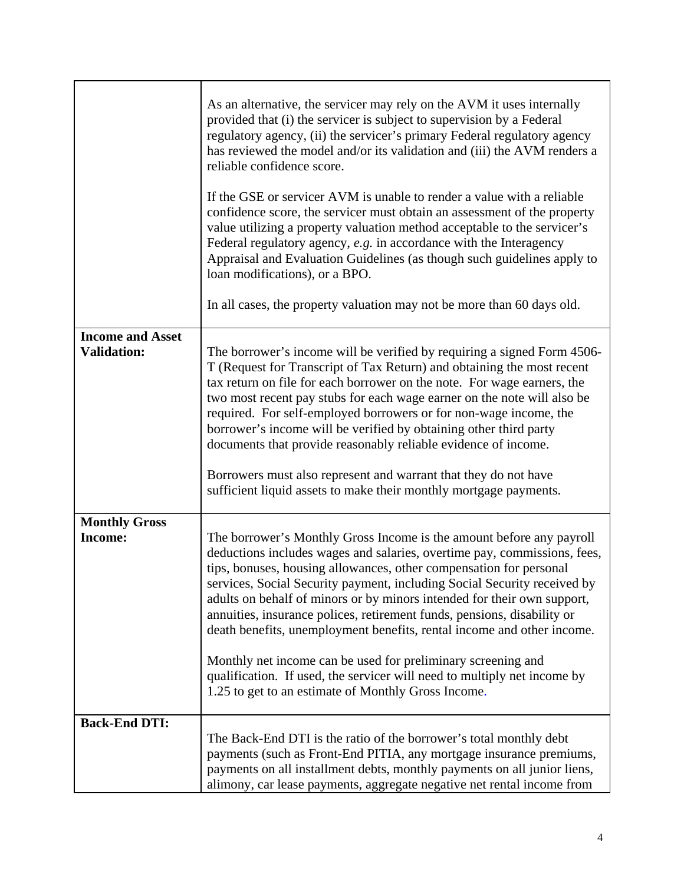| | |
|---|---|
| | As an alternative, the servicer may rely on the AVM it uses internally provided that (i) the servicer is subject to supervision by a Federal regulatory agency, (ii) the servicer's primary Federal regulatory agency has reviewed the model and/or its validation and (iii) the AVM renders a reliable confidence score.<br><br>If the GSE or servicer AVM is unable to render a value with a reliable confidence score, the servicer must obtain an assessment of the property value utilizing a property valuation method acceptable to the servicer's Federal regulatory agency, *e.g.* in accordance with the Interagency Appraisal and Evaluation Guidelines (as though such guidelines apply to loan modifications), or a BPO.<br><br>In all cases, the property valuation may not be more than 60 days old. |
| **Income and Asset Validation:** | The borrower's income will be verified by requiring a signed Form 4506-T (Request for Transcript of Tax Return) and obtaining the most recent tax return on file for each borrower on the note. For wage earners, the two most recent pay stubs for each wage earner on the note will also be required. For self-employed borrowers or for non-wage income, the borrower's income will be verified by obtaining other third party documents that provide reasonably reliable evidence of income.<br><br>Borrowers must also represent and warrant that they do not have sufficient liquid assets to make their monthly mortgage payments. |
| **Monthly Gross Income:** | The borrower's Monthly Gross Income is the amount before any payroll deductions includes wages and salaries, overtime pay, commissions, fees, tips, bonuses, housing allowances, other compensation for personal services, Social Security payment, including Social Security received by adults on behalf of minors or by minors intended for their own support, annuities, insurance polices, retirement funds, pensions, disability or death benefits, unemployment benefits, rental income and other income.<br><br>Monthly net income can be used for preliminary screening and qualification. If used, the servicer will need to multiply net income by 1.25 to get to an estimate of Monthly Gross Income. |
| **Back-End DTI:** | The Back-End DTI is the ratio of the borrower's total monthly debt payments (such as Front-End PITIA, any mortgage insurance premiums, payments on all installment debts, monthly payments on all junior liens, alimony, car lease payments, aggregate negative net rental income from |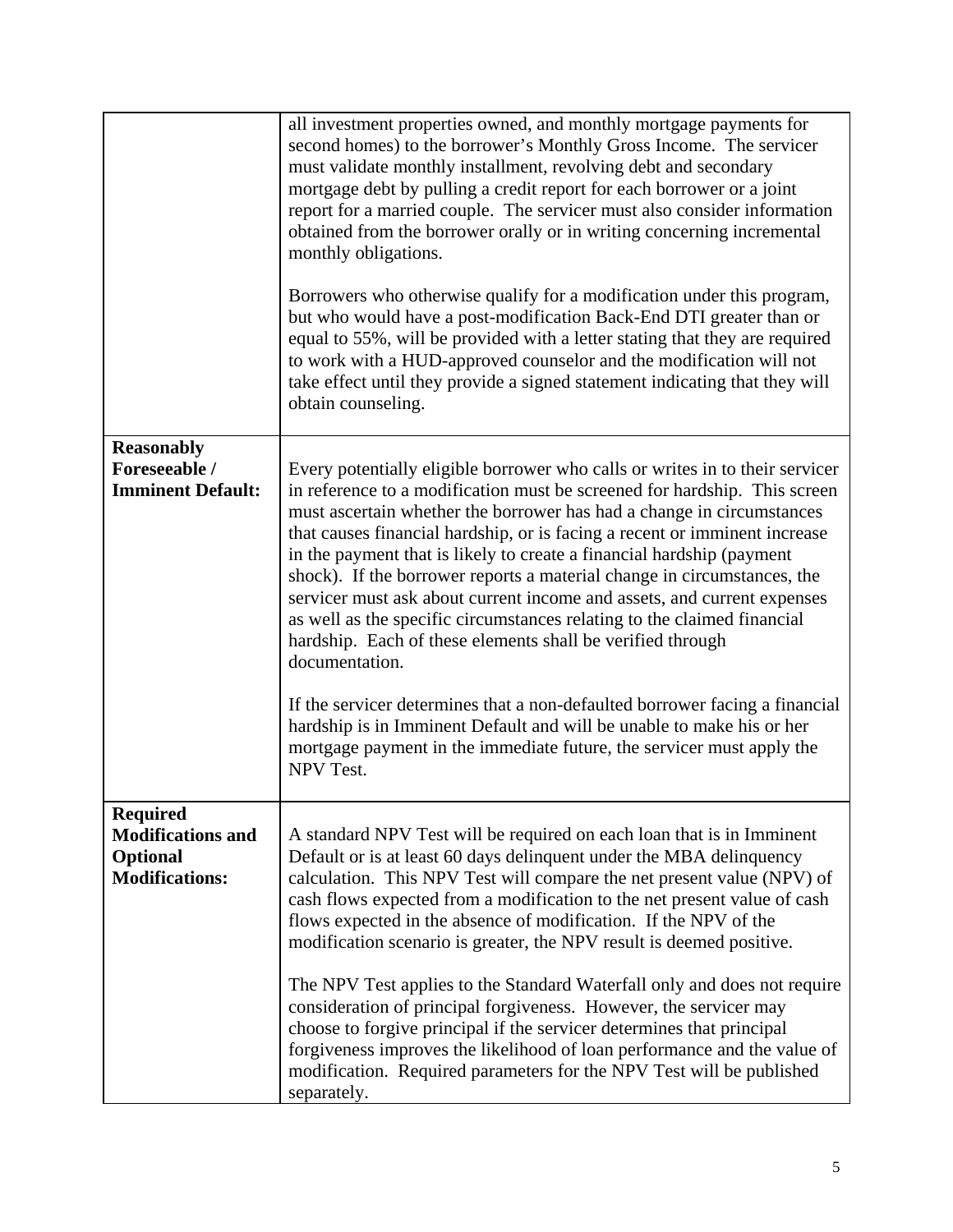| | |
|---|---|
| | all investment properties owned, and monthly mortgage payments for second homes) to the borrower's Monthly Gross Income. The servicer must validate monthly installment, revolving debt and secondary mortgage debt by pulling a credit report for each borrower or a joint report for a married couple. The servicer must also consider information obtained from the borrower orally or in writing concerning incremental monthly obligations.<br><br>Borrowers who otherwise qualify for a modification under this program, but who would have a post-modification Back-End DTI greater than or equal to 55%, will be provided with a letter stating that they are required to work with a HUD-approved counselor and the modification will not take effect until they provide a signed statement indicating that they will obtain counseling. |
| **Reasonably Foreseeable / Imminent Default:** | Every potentially eligible borrower who calls or writes in to their servicer in reference to a modification must be screened for hardship. This screen must ascertain whether the borrower has had a change in circumstances that causes financial hardship, or is facing a recent or imminent increase in the payment that is likely to create a financial hardship (payment shock). If the borrower reports a material change in circumstances, the servicer must ask about current income and assets, and current expenses as well as the specific circumstances relating to the claimed financial hardship. Each of these elements shall be verified through documentation.<br><br>If the servicer determines that a non-defaulted borrower facing a financial hardship is in Imminent Default and will be unable to make his or her mortgage payment in the immediate future, the servicer must apply the NPV Test. |
| **Required Modifications and Optional Modifications:** | A standard NPV Test will be required on each loan that is in Imminent Default or is at least 60 days delinquent under the MBA delinquency calculation. This NPV Test will compare the net present value (NPV) of cash flows expected from a modification to the net present value of cash flows expected in the absence of modification. If the NPV of the modification scenario is greater, the NPV result is deemed positive.<br><br>The NPV Test applies to the Standard Waterfall only and does not require consideration of principal forgiveness. However, the servicer may choose to forgive principal if the servicer determines that principal forgiveness improves the likelihood of loan performance and the value of modification. Required parameters for the NPV Test will be published separately. |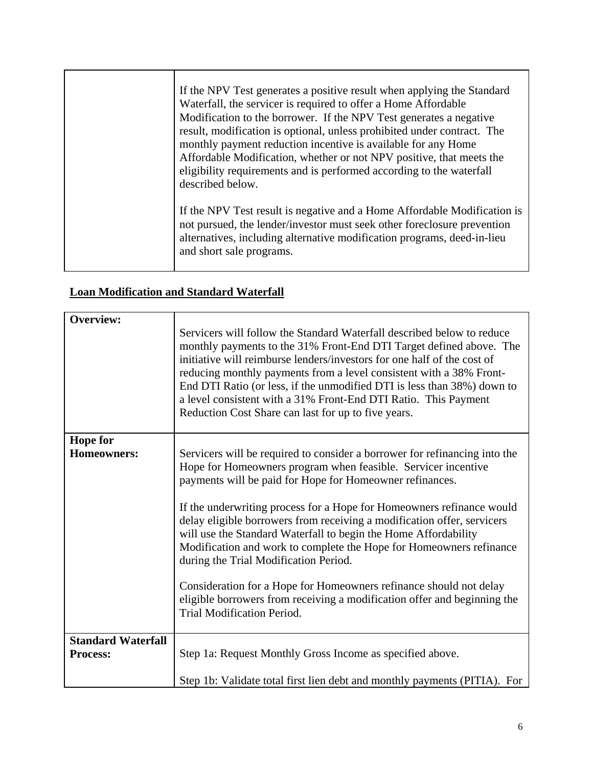| | |
|---|---|
| | If the NPV Test generates a positive result when applying the Standard Waterfall, the servicer is required to offer a Home Affordable Modification to the borrower. If the NPV Test generates a negative result, modification is optional, unless prohibited under contract. The monthly payment reduction incentive is available for any Home Affordable Modification, whether or not NPV positive, that meets the eligibility requirements and is performed according to the waterfall described below.<br><br>If the NPV Test result is negative and a Home Affordable Modification is not pursued, the lender/investor must seek other foreclosure prevention alternatives, including alternative modification programs, deed-in-lieu and short sale programs. |

## Loan Modification and Standard Waterfall

| | |
|---|---|
| **Overview:** | Servicers will follow the Standard Waterfall described below to reduce monthly payments to the 31% Front-End DTI Target defined above. The initiative will reimburse lenders/investors for one half of the cost of reducing monthly payments from a level consistent with a 38% Front-End DTI Ratio (or less, if the unmodified DTI is less than 38%) down to a level consistent with a 31% Front-End DTI Ratio. This Payment Reduction Cost Share can last for up to five years. |
| **Hope for Homeowners:** | Servicers will be required to consider a borrower for refinancing into the Hope for Homeowners program when feasible. Servicer incentive payments will be paid for Hope for Homeowner refinances.<br><br>If the underwriting process for a Hope for Homeowners refinance would delay eligible borrowers from receiving a modification offer, servicers will use the Standard Waterfall to begin the Home Affordability Modification and work to complete the Hope for Homeowners refinance during the Trial Modification Period.<br><br>Consideration for a Hope for Homeowners refinance should not delay eligible borrowers from receiving a modification offer and beginning the Trial Modification Period. |
| **Standard Waterfall Process:** | Step 1a: Request Monthly Gross Income as specified above.<br><br>Step 1b: Validate total first lien debt and monthly payments (PITIA). For |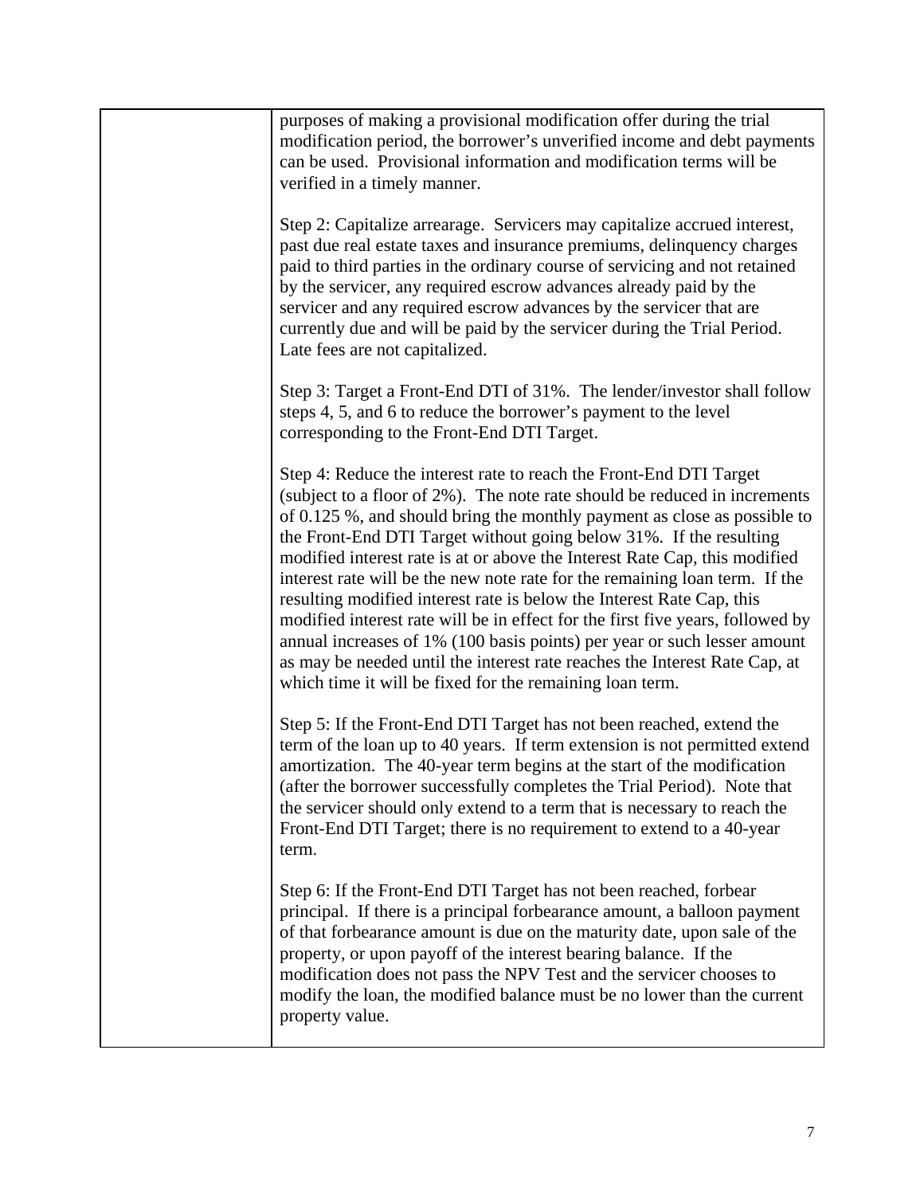| | |
|---|---|
| | purposes of making a provisional modification offer during the trial modification period, the borrower's unverified income and debt payments can be used. Provisional information and modification terms will be verified in a timely manner.<br><br>Step 2: Capitalize arrearage. Servicers may capitalize accrued interest, past due real estate taxes and insurance premiums, delinquency charges paid to third parties in the ordinary course of servicing and not retained by the servicer, any required escrow advances already paid by the servicer and any required escrow advances by the servicer that are currently due and will be paid by the servicer during the Trial Period. Late fees are not capitalized.<br><br>Step 3: Target a Front-End DTI of 31%. The lender/investor shall follow steps 4, 5, and 6 to reduce the borrower's payment to the level corresponding to the Front-End DTI Target.<br><br>Step 4: Reduce the interest rate to reach the Front-End DTI Target (subject to a floor of 2%). The note rate should be reduced in increments of 0.125 %, and should bring the monthly payment as close as possible to the Front-End DTI Target without going below 31%. If the resulting modified interest rate is at or above the Interest Rate Cap, this modified interest rate will be the new note rate for the remaining loan term. If the resulting modified interest rate is below the Interest Rate Cap, this modified interest rate will be in effect for the first five years, followed by annual increases of 1% (100 basis points) per year or such lesser amount as may be needed until the interest rate reaches the Interest Rate Cap, at which time it will be fixed for the remaining loan term.<br><br>Step 5: If the Front-End DTI Target has not been reached, extend the term of the loan up to 40 years. If term extension is not permitted extend amortization. The 40-year term begins at the start of the modification (after the borrower successfully completes the Trial Period). Note that the servicer should only extend to a term that is necessary to reach the Front-End DTI Target; there is no requirement to extend to a 40-year term.<br><br>Step 6: If the Front-End DTI Target has not been reached, forbear principal. If there is a principal forbearance amount, a balloon payment of that forbearance amount is due on the maturity date, upon sale of the property, or upon payoff of the interest bearing balance. If the modification does not pass the NPV Test and the servicer chooses to modify the loan, the modified balance must be no lower than the current property value. |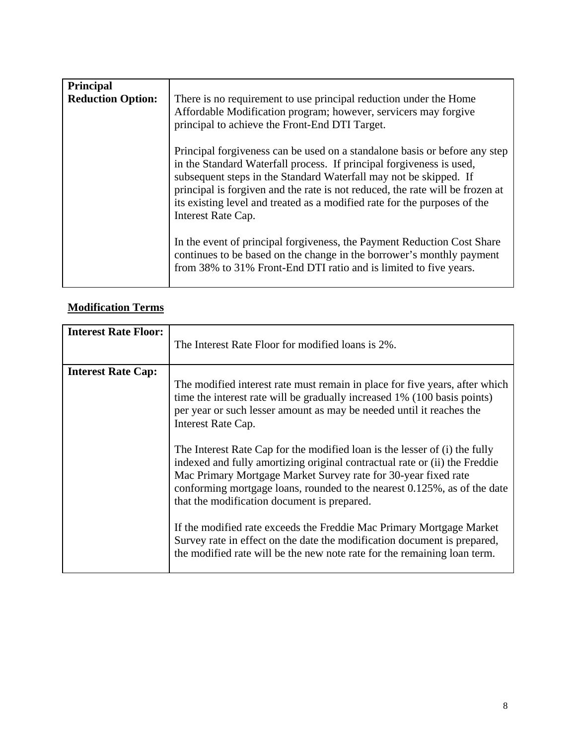| Principal Reduction Option: | There is no requirement to use principal reduction under the Home Affordable Modification program; however, servicers may forgive principal to achieve the Front-End DTI Target.<br><br>Principal forgiveness can be used on a standalone basis or before any step in the Standard Waterfall process. If principal forgiveness is used, subsequent steps in the Standard Waterfall may not be skipped. If principal is forgiven and the rate is not reduced, the rate will be frozen at its existing level and treated as a modified rate for the purposes of the Interest Rate Cap.<br><br>In the event of principal forgiveness, the Payment Reduction Cost Share continues to be based on the change in the borrower's monthly payment from 38% to 31% Front-End DTI ratio and is limited to five years. |
|---|---|

## Modification Terms

| Interest Rate Floor: | The Interest Rate Floor for modified loans is 2%. |
|---|---|
| **Interest Rate Cap:** | The modified interest rate must remain in place for five years, after which time the interest rate will be gradually increased 1% (100 basis points) per year or such lesser amount as may be needed until it reaches the Interest Rate Cap.<br><br>The Interest Rate Cap for the modified loan is the lesser of (i) the fully indexed and fully amortizing original contractual rate or (ii) the Freddie Mac Primary Mortgage Market Survey rate for 30-year fixed rate conforming mortgage loans, rounded to the nearest 0.125%, as of the date that the modification document is prepared.<br><br>If the modified rate exceeds the Freddie Mac Primary Mortgage Market Survey rate in effect on the date the modification document is prepared, the modified rate will be the new note rate for the remaining loan term. |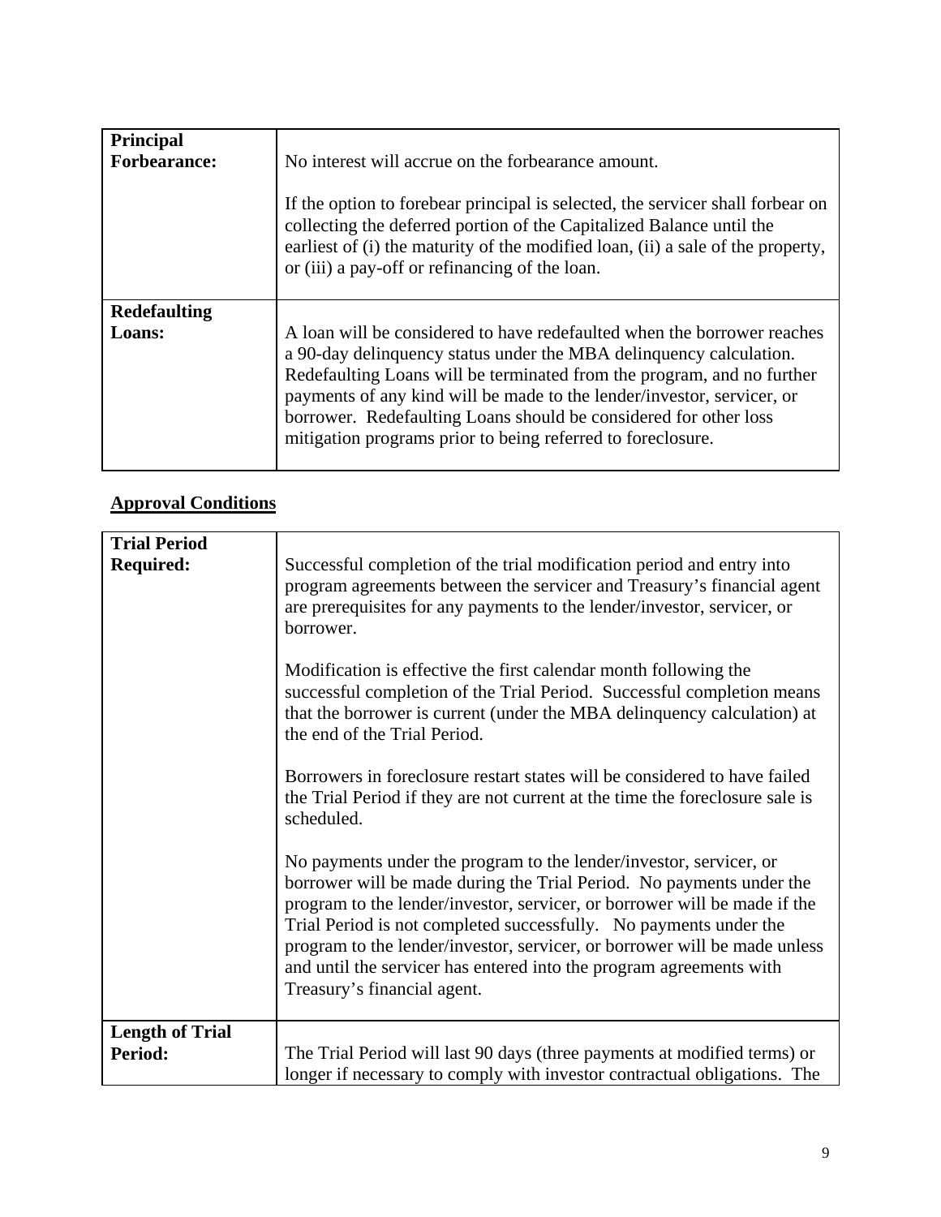| | |
|---|---|
| **Principal Forbearance:** | No interest will accrue on the forbearance amount.<br><br>If the option to forebear principal is selected, the servicer shall forbear on collecting the deferred portion of the Capitalized Balance until the earliest of (i) the maturity of the modified loan, (ii) a sale of the property, or (iii) a pay-off or refinancing of the loan. |
| **Redefaulting Loans:** | A loan will be considered to have redefaulted when the borrower reaches a 90-day delinquency status under the MBA delinquency calculation. Redefaulting Loans will be terminated from the program, and no further payments of any kind will be made to the lender/investor, servicer, or borrower. Redefaulting Loans should be considered for other loss mitigation programs prior to being referred to foreclosure. |

**Approval Conditions**

| | |
|---|---|
| **Trial Period Required:** | Successful completion of the trial modification period and entry into program agreements between the servicer and Treasury's financial agent are prerequisites for any payments to the lender/investor, servicer, or borrower.<br><br>Modification is effective the first calendar month following the successful completion of the Trial Period. Successful completion means that the borrower is current (under the MBA delinquency calculation) at the end of the Trial Period.<br><br>Borrowers in foreclosure restart states will be considered to have failed the Trial Period if they are not current at the time the foreclosure sale is scheduled.<br><br>No payments under the program to the lender/investor, servicer, or borrower will be made during the Trial Period. No payments under the program to the lender/investor, servicer, or borrower will be made if the Trial Period is not completed successfully. No payments under the program to the lender/investor, servicer, or borrower will be made unless and until the servicer has entered into the program agreements with Treasury's financial agent. |
| **Length of Trial Period:** | The Trial Period will last 90 days (three payments at modified terms) or longer if necessary to comply with investor contractual obligations. The |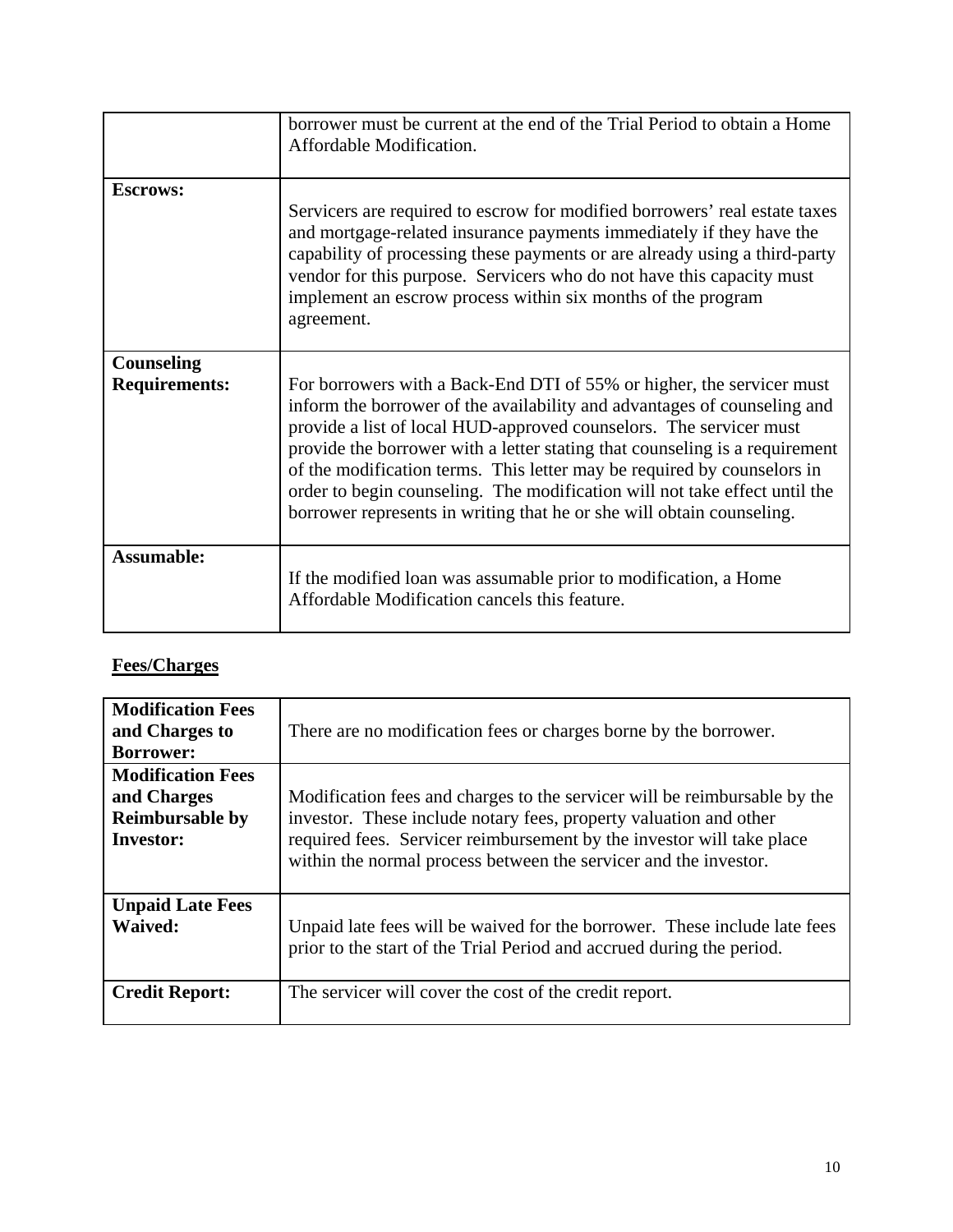| | |
|---|---|
| | borrower must be current at the end of the Trial Period to obtain a Home Affordable Modification. |
| **Escrows:** | Servicers are required to escrow for modified borrowers' real estate taxes and mortgage-related insurance payments immediately if they have the capability of processing these payments or are already using a third-party vendor for this purpose. Servicers who do not have this capacity must implement an escrow process within six months of the program agreement. |
| **Counseling Requirements:** | For borrowers with a Back-End DTI of 55% or higher, the servicer must inform the borrower of the availability and advantages of counseling and provide a list of local HUD-approved counselors. The servicer must provide the borrower with a letter stating that counseling is a requirement of the modification terms. This letter may be required by counselors in order to begin counseling. The modification will not take effect until the borrower represents in writing that he or she will obtain counseling. |
| **Assumable:** | If the modified loan was assumable prior to modification, a Home Affordable Modification cancels this feature. |

**Fees/Charges**

| | |
|---|---|
| **Modification Fees and Charges to Borrower:** | There are no modification fees or charges borne by the borrower. |
| **Modification Fees and Charges Reimbursable by Investor:** | Modification fees and charges to the servicer will be reimbursable by the investor. These include notary fees, property valuation and other required fees. Servicer reimbursement by the investor will take place within the normal process between the servicer and the investor. |
| **Unpaid Late Fees Waived:** | Unpaid late fees will be waived for the borrower. These include late fees prior to the start of the Trial Period and accrued during the period. |
| **Credit Report:** | The servicer will cover the cost of the credit report. |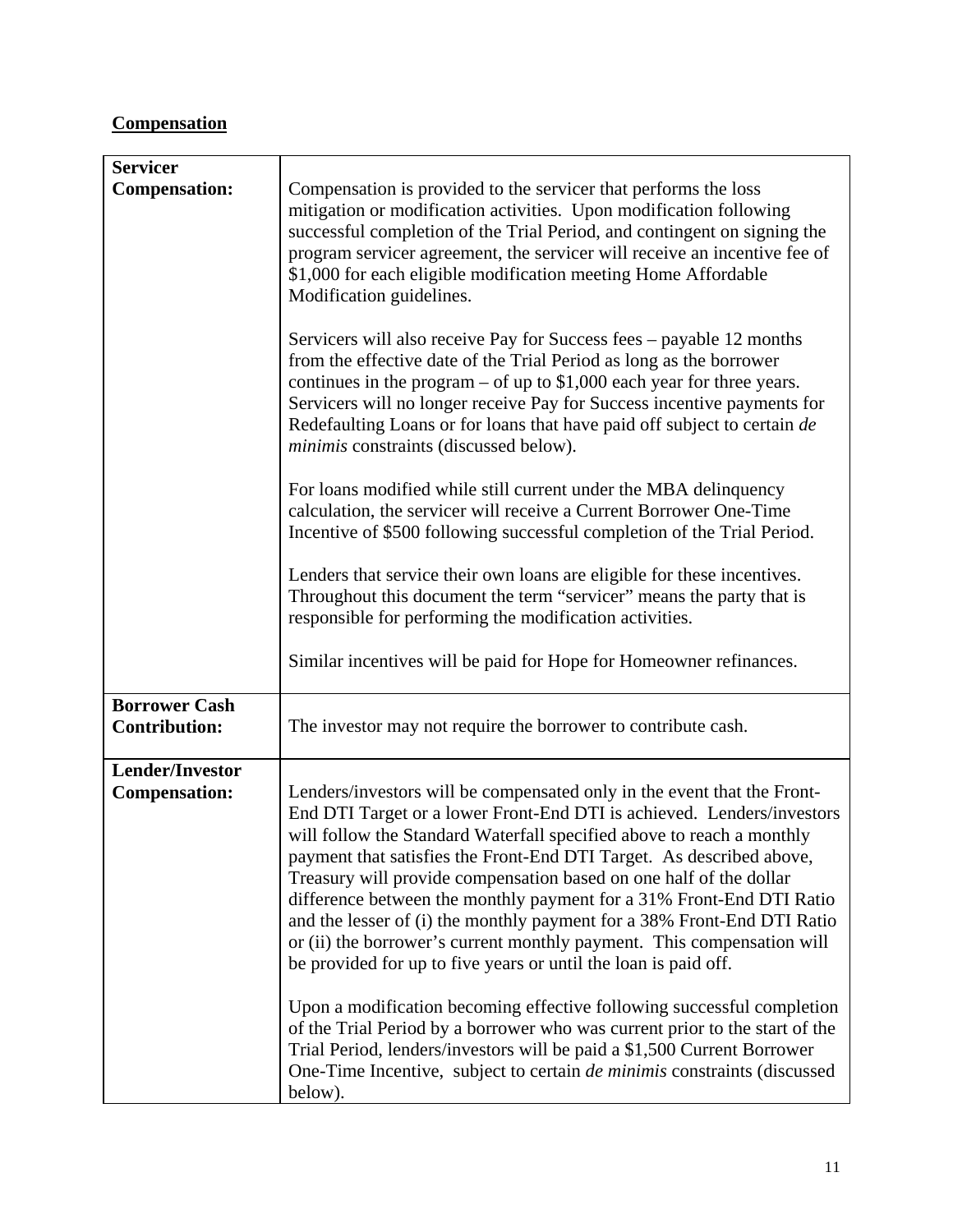**Compensation**

| | |
|---|---|
| **Servicer Compensation:** | Compensation is provided to the servicer that performs the loss mitigation or modification activities. Upon modification following successful completion of the Trial Period, and contingent on signing the program servicer agreement, the servicer will receive an incentive fee of $1,000 for each eligible modification meeting Home Affordable Modification guidelines.<br><br>Servicers will also receive Pay for Success fees – payable 12 months from the effective date of the Trial Period as long as the borrower continues in the program – of up to $1,000 each year for three years. Servicers will no longer receive Pay for Success incentive payments for Redefaulting Loans or for loans that have paid off subject to certain *de minimis* constraints (discussed below).<br><br>For loans modified while still current under the MBA delinquency calculation, the servicer will receive a Current Borrower One-Time Incentive of $500 following successful completion of the Trial Period.<br><br>Lenders that service their own loans are eligible for these incentives. Throughout this document the term "servicer" means the party that is responsible for performing the modification activities.<br><br>Similar incentives will be paid for Hope for Homeowner refinances. |
| **Borrower Cash Contribution:** | The investor may not require the borrower to contribute cash. |
| **Lender/Investor Compensation:** | Lenders/investors will be compensated only in the event that the Front-End DTI Target or a lower Front-End DTI is achieved. Lenders/investors will follow the Standard Waterfall specified above to reach a monthly payment that satisfies the Front-End DTI Target. As described above, Treasury will provide compensation based on one half of the dollar difference between the monthly payment for a 31% Front-End DTI Ratio and the lesser of (i) the monthly payment for a 38% Front-End DTI Ratio or (ii) the borrower's current monthly payment. This compensation will be provided for up to five years or until the loan is paid off.<br><br>Upon a modification becoming effective following successful completion of the Trial Period by a borrower who was current prior to the start of the Trial Period, lenders/investors will be paid a $1,500 Current Borrower One-Time Incentive, subject to certain *de minimis* constraints (discussed below). |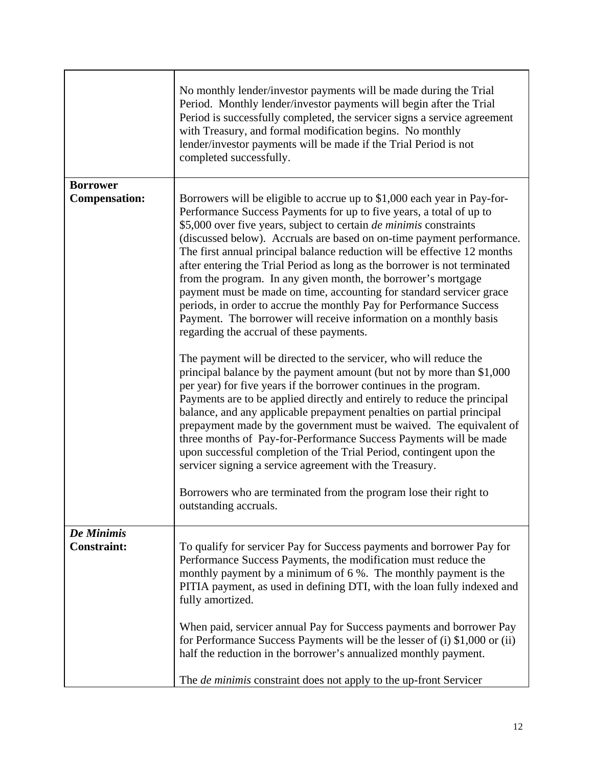| | |
|---|---|
| | No monthly lender/investor payments will be made during the Trial Period. Monthly lender/investor payments will begin after the Trial Period is successfully completed, the servicer signs a service agreement with Treasury, and formal modification begins. No monthly lender/investor payments will be made if the Trial Period is not completed successfully. |
| **Borrower Compensation:** | Borrowers will be eligible to accrue up to $1,000 each year in Pay-for-Performance Success Payments for up to five years, a total of up to $5,000 over five years, subject to certain *de minimis* constraints (discussed below). Accruals are based on on-time payment performance. The first annual principal balance reduction will be effective 12 months after entering the Trial Period as long as the borrower is not terminated from the program. In any given month, the borrower's mortgage payment must be made on time, accounting for standard servicer grace periods, in order to accrue the monthly Pay for Performance Success Payment. The borrower will receive information on a monthly basis regarding the accrual of these payments.<br><br>The payment will be directed to the servicer, who will reduce the principal balance by the payment amount (but not by more than $1,000 per year) for five years if the borrower continues in the program. Payments are to be applied directly and entirely to reduce the principal balance, and any applicable prepayment penalties on partial principal prepayment made by the government must be waived. The equivalent of three months of Pay-for-Performance Success Payments will be made upon successful completion of the Trial Period, contingent upon the servicer signing a service agreement with the Treasury.<br><br>Borrowers who are terminated from the program lose their right to outstanding accruals. |
| ***De Minimis* Constraint:** | To qualify for servicer Pay for Success payments and borrower Pay for Performance Success Payments, the modification must reduce the monthly payment by a minimum of 6 %. The monthly payment is the PITIA payment, as used in defining DTI, with the loan fully indexed and fully amortized.<br><br>When paid, servicer annual Pay for Success payments and borrower Pay for Performance Success Payments will be the lesser of (i) $1,000 or (ii) half the reduction in the borrower's annualized monthly payment.<br><br>The *de minimis* constraint does not apply to the up-front Servicer |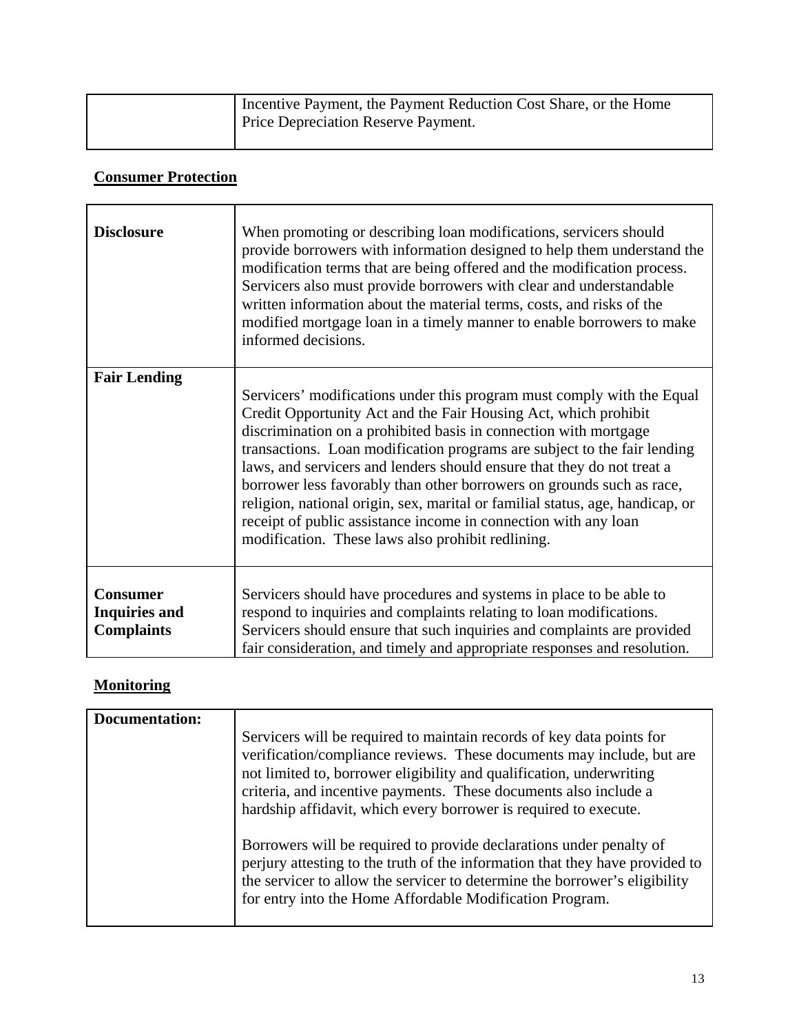| | |
|---|---|
| | Incentive Payment, the Payment Reduction Cost Share, or the Home Price Depreciation Reserve Payment. |

**Consumer Protection**

| | |
|---|---|
| **Disclosure** | When promoting or describing loan modifications, servicers should provide borrowers with information designed to help them understand the modification terms that are being offered and the modification process. Servicers also must provide borrowers with clear and understandable written information about the material terms, costs, and risks of the modified mortgage loan in a timely manner to enable borrowers to make informed decisions. |
| **Fair Lending** | Servicers' modifications under this program must comply with the Equal Credit Opportunity Act and the Fair Housing Act, which prohibit discrimination on a prohibited basis in connection with mortgage transactions. Loan modification programs are subject to the fair lending laws, and servicers and lenders should ensure that they do not treat a borrower less favorably than other borrowers on grounds such as race, religion, national origin, sex, marital or familial status, age, handicap, or receipt of public assistance income in connection with any loan modification. These laws also prohibit redlining. |
| **Consumer Inquiries and Complaints** | Servicers should have procedures and systems in place to be able to respond to inquiries and complaints relating to loan modifications. Servicers should ensure that such inquiries and complaints are provided fair consideration, and timely and appropriate responses and resolution. |

**Monitoring**

| | |
|---|---|
| **Documentation:** | Servicers will be required to maintain records of key data points for verification/compliance reviews. These documents may include, but are not limited to, borrower eligibility and qualification, underwriting criteria, and incentive payments. These documents also include a hardship affidavit, which every borrower is required to execute.<br><br>Borrowers will be required to provide declarations under penalty of perjury attesting to the truth of the information that they have provided to the servicer to allow the servicer to determine the borrower's eligibility for entry into the Home Affordable Modification Program. |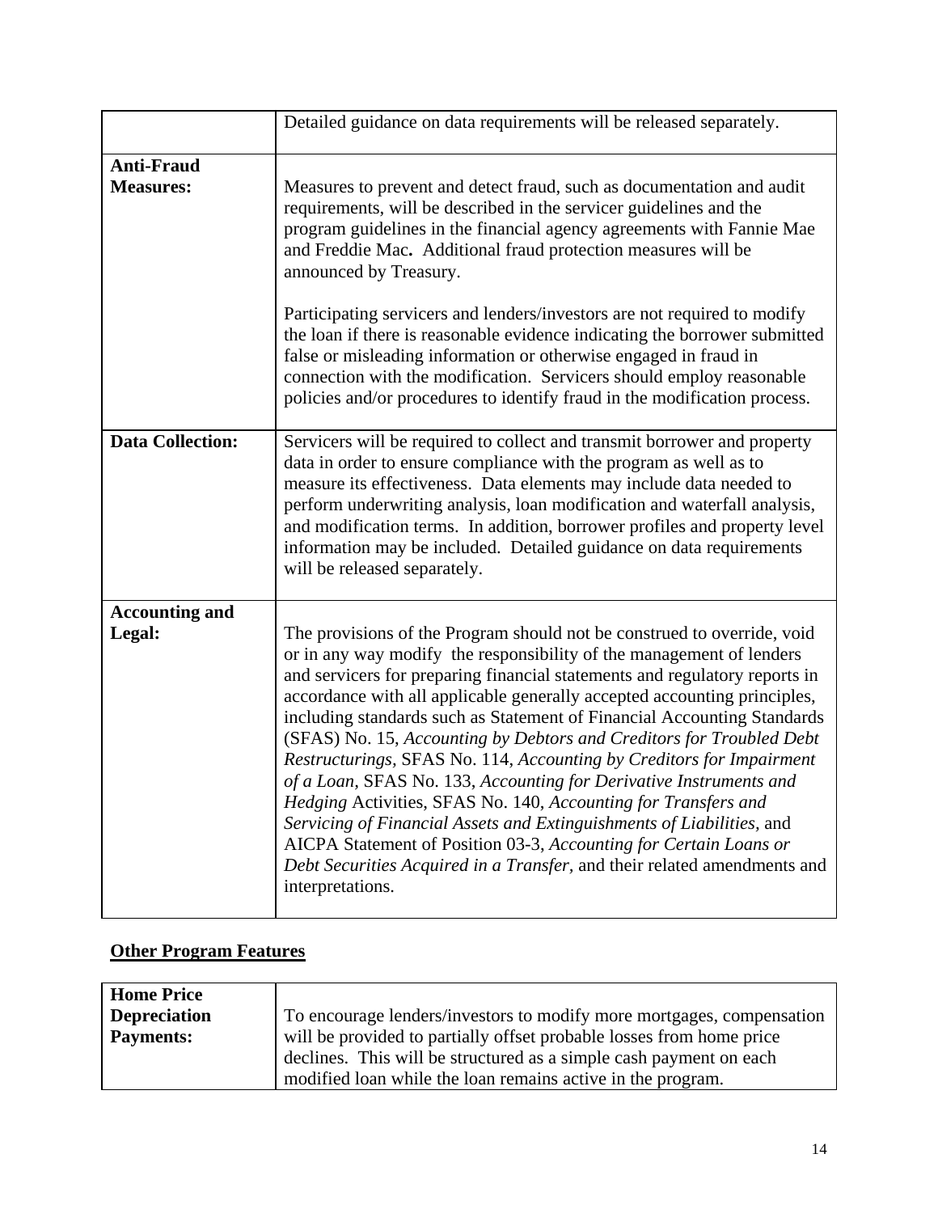| | |
|---|---|
| | Detailed guidance on data requirements will be released separately. |
| **Anti-Fraud Measures:** | Measures to prevent and detect fraud, such as documentation and audit requirements, will be described in the servicer guidelines and the program guidelines in the financial agency agreements with Fannie Mae and Freddie Mac**.** Additional fraud protection measures will be announced by Treasury.<br><br>Participating servicers and lenders/investors are not required to modify the loan if there is reasonable evidence indicating the borrower submitted false or misleading information or otherwise engaged in fraud in connection with the modification. Servicers should employ reasonable policies and/or procedures to identify fraud in the modification process. |
| **Data Collection:** | Servicers will be required to collect and transmit borrower and property data in order to ensure compliance with the program as well as to measure its effectiveness. Data elements may include data needed to perform underwriting analysis, loan modification and waterfall analysis, and modification terms. In addition, borrower profiles and property level information may be included. Detailed guidance on data requirements will be released separately. |
| **Accounting and Legal:** | The provisions of the Program should not be construed to override, void or in any way modify the responsibility of the management of lenders and servicers for preparing financial statements and regulatory reports in accordance with all applicable generally accepted accounting principles, including standards such as Statement of Financial Accounting Standards (SFAS) No. 15, *Accounting by Debtors and Creditors for Troubled Debt Restructurings*, SFAS No. 114, *Accounting by Creditors for Impairment of a Loan*, SFAS No. 133, *Accounting for Derivative Instruments and Hedging* Activities, SFAS No. 140, *Accounting for Transfers and Servicing of Financial Assets and Extinguishments of Liabilities*, and AICPA Statement of Position 03-3, *Accounting for Certain Loans or Debt Securities Acquired in a Transfer*, and their related amendments and interpretations. |

## Other Program Features

| | |
|---|---|
| **Home Price Depreciation Payments:** | To encourage lenders/investors to modify more mortgages, compensation will be provided to partially offset probable losses from home price declines. This will be structured as a simple cash payment on each modified loan while the loan remains active in the program. |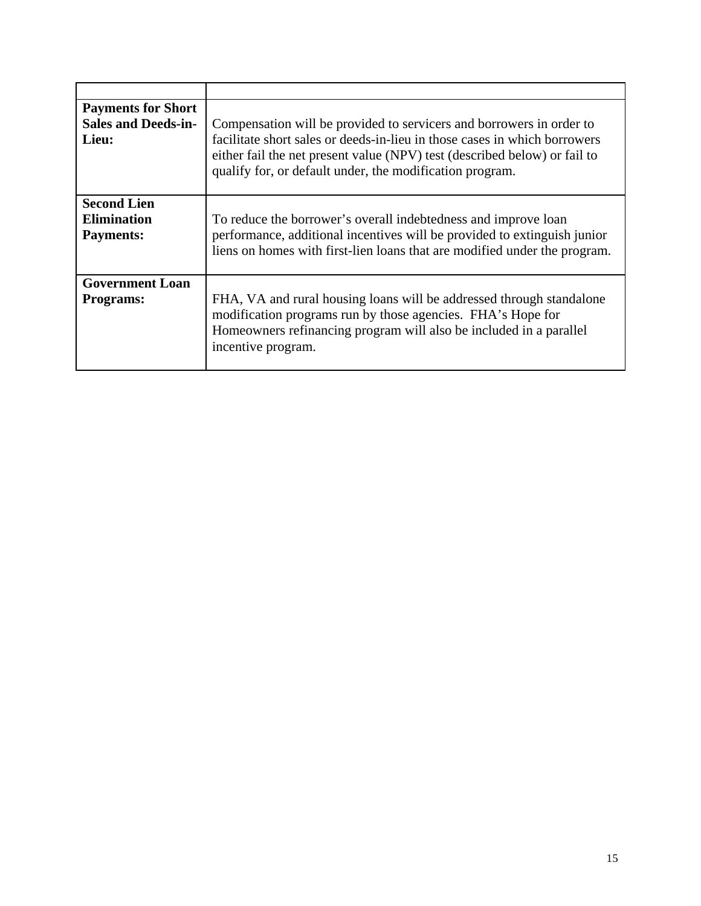| | |
|---|---|
| **Payments for Short Sales and Deeds-in-Lieu:** | Compensation will be provided to servicers and borrowers in order to facilitate short sales or deeds-in-lieu in those cases in which borrowers either fail the net present value (NPV) test (described below) or fail to qualify for, or default under, the modification program. |
| **Second Lien Elimination Payments:** | To reduce the borrower's overall indebtedness and improve loan performance, additional incentives will be provided to extinguish junior liens on homes with first-lien loans that are modified under the program. |
| **Government Loan Programs:** | FHA, VA and rural housing loans will be addressed through standalone modification programs run by those agencies. FHA's Hope for Homeowners refinancing program will also be included in a parallel incentive program. |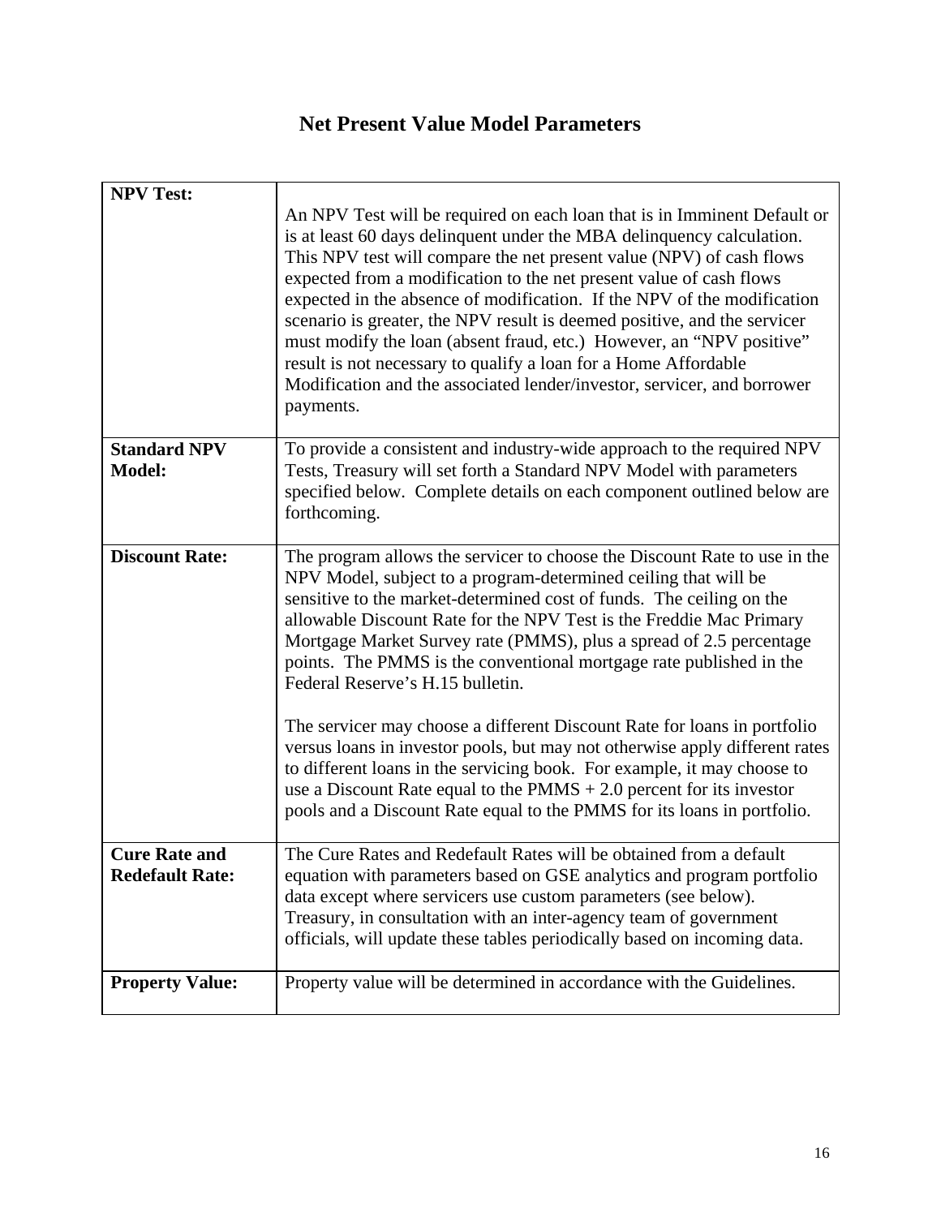# Net Present Value Model Parameters

| | |
|---|---|
| **NPV Test:** | An NPV Test will be required on each loan that is in Imminent Default or is at least 60 days delinquent under the MBA delinquency calculation. This NPV test will compare the net present value (NPV) of cash flows expected from a modification to the net present value of cash flows expected in the absence of modification. If the NPV of the modification scenario is greater, the NPV result is deemed positive, and the servicer must modify the loan (absent fraud, etc.) However, an "NPV positive" result is not necessary to qualify a loan for a Home Affordable Modification and the associated lender/investor, servicer, and borrower payments. |
| **Standard NPV Model:** | To provide a consistent and industry-wide approach to the required NPV Tests, Treasury will set forth a Standard NPV Model with parameters specified below. Complete details on each component outlined below are forthcoming. |
| **Discount Rate:** | The program allows the servicer to choose the Discount Rate to use in the NPV Model, subject to a program-determined ceiling that will be sensitive to the market-determined cost of funds. The ceiling on the allowable Discount Rate for the NPV Test is the Freddie Mac Primary Mortgage Market Survey rate (PMMS), plus a spread of 2.5 percentage points. The PMMS is the conventional mortgage rate published in the Federal Reserve's H.15 bulletin.<br><br>The servicer may choose a different Discount Rate for loans in portfolio versus loans in investor pools, but may not otherwise apply different rates to different loans in the servicing book. For example, it may choose to use a Discount Rate equal to the PMMS + 2.0 percent for its investor pools and a Discount Rate equal to the PMMS for its loans in portfolio. |
| **Cure Rate and Redefault Rate:** | The Cure Rates and Redefault Rates will be obtained from a default equation with parameters based on GSE analytics and program portfolio data except where servicers use custom parameters (see below). Treasury, in consultation with an inter-agency team of government officials, will update these tables periodically based on incoming data. |
| **Property Value:** | Property value will be determined in accordance with the Guidelines. |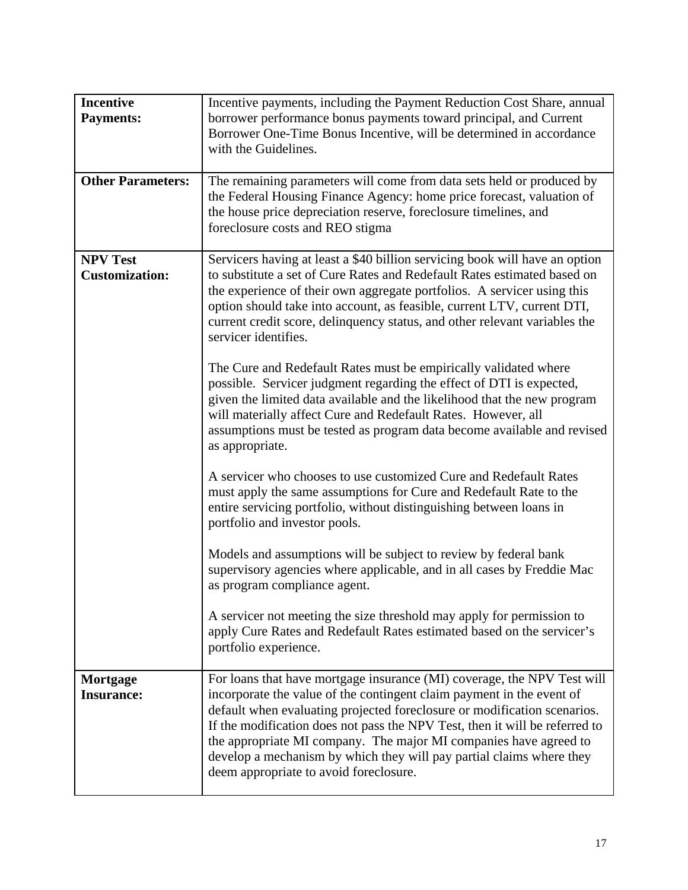| | |
|---|---|
| **Incentive Payments:** | Incentive payments, including the Payment Reduction Cost Share, annual borrower performance bonus payments toward principal, and Current Borrower One-Time Bonus Incentive, will be determined in accordance with the Guidelines. |
| **Other Parameters:** | The remaining parameters will come from data sets held or produced by the Federal Housing Finance Agency: home price forecast, valuation of the house price depreciation reserve, foreclosure timelines, and foreclosure costs and REO stigma |
| **NPV Test Customization:** | Servicers having at least a $40 billion servicing book will have an option to substitute a set of Cure Rates and Redefault Rates estimated based on the experience of their own aggregate portfolios. A servicer using this option should take into account, as feasible, current LTV, current DTI, current credit score, delinquency status, and other relevant variables the servicer identifies.<br><br>The Cure and Redefault Rates must be empirically validated where possible. Servicer judgment regarding the effect of DTI is expected, given the limited data available and the likelihood that the new program will materially affect Cure and Redefault Rates. However, all assumptions must be tested as program data become available and revised as appropriate.<br><br>A servicer who chooses to use customized Cure and Redefault Rates must apply the same assumptions for Cure and Redefault Rate to the entire servicing portfolio, without distinguishing between loans in portfolio and investor pools.<br><br>Models and assumptions will be subject to review by federal bank supervisory agencies where applicable, and in all cases by Freddie Mac as program compliance agent.<br><br>A servicer not meeting the size threshold may apply for permission to apply Cure Rates and Redefault Rates estimated based on the servicer's portfolio experience. |
| **Mortgage Insurance:** | For loans that have mortgage insurance (MI) coverage, the NPV Test will incorporate the value of the contingent claim payment in the event of default when evaluating projected foreclosure or modification scenarios. If the modification does not pass the NPV Test, then it will be referred to the appropriate MI company. The major MI companies have agreed to develop a mechanism by which they will pay partial claims where they deem appropriate to avoid foreclosure. |